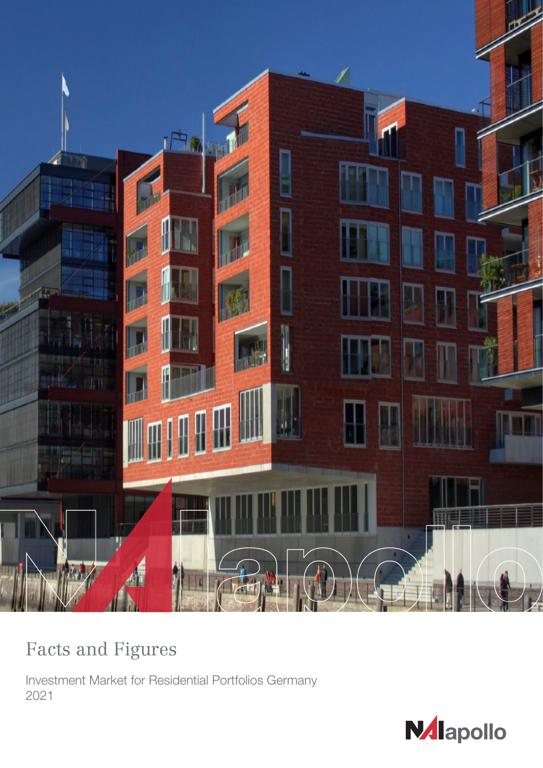# Facts and Figures

Investment Market for Residential Portfolios Germany
2021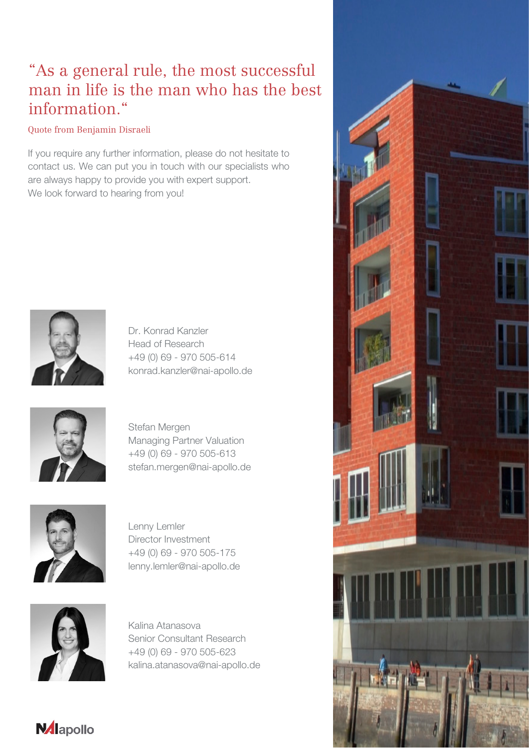## “As a general rule, the most successful man in life is the man who has the best information.“

Quote from Benjamin Disraeli

If you require any further information, please do not hesitate to contact us. We can put you in touch with our specialists who are always happy to provide you with expert support.
We look forward to hearing from you!

Dr. Konrad Kanzler
Head of Research
+49 (0) 69 - 970 505-614
konrad.kanzler@nai-apollo.de

Stefan Mergen
Managing Partner Valuation
+49 (0) 69 - 970 505-613
stefan.mergen@nai-apollo.de

Lenny Lemler
Director Investment
+49 (0) 69 - 970 505-175
lenny.lemler@nai-apollo.de

Kalina Atanasova
Senior Consultant Research
+49 (0) 69 - 970 505-623
kalina.atanasova@nai-apollo.de

NAI apollo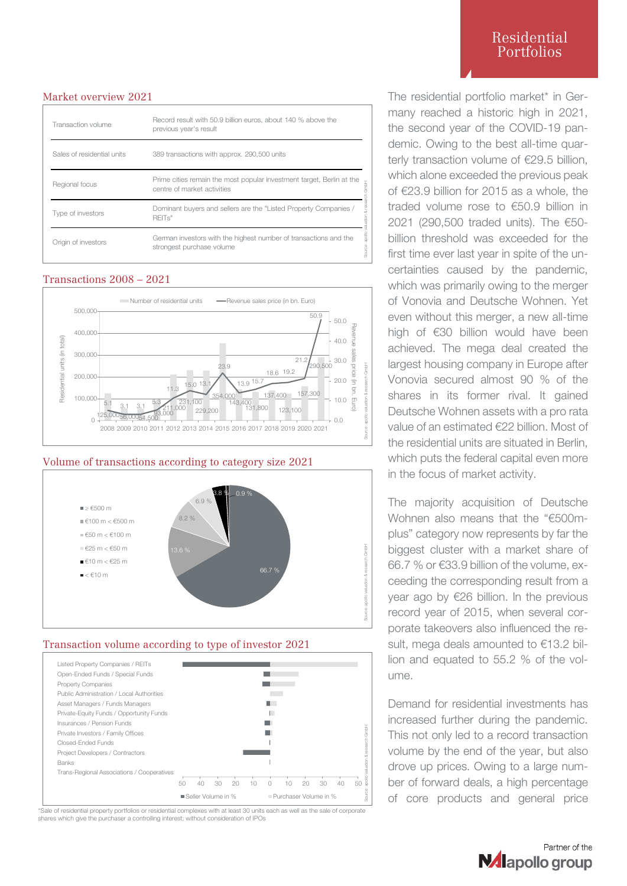# Residential Portfolios

## Market overview 2021

| | |
|---|---|
| Transaction volume | Record result with 50.9 billion euros, about 140 % above the previous year's result |
| Sales of residential units | 389 transactions with approx. 290,500 units |
| Regional focus | Prime cities remain the most popular investment target, Berlin at the centre of market activities |
| Type of investors | Dominant buyers and sellers are the "Listed Property Companies / REITs" |
| Origin of investors | German investors with the highest number of transactions and the strongest purchase volume |

Source: apollo valuation & research GmbH

## Transactions 2008 – 2021

| Year | Number of residential units | Revenue sales price (in bn. Euro) |
|---|---|---|
| 2008 | 125,000 | 5.1 |
| 2009 | 56,000 | 3.1 |
| 2010 | 54,500 | 3.1 |
| 2011 | 93,000 | 5.3 |
| 2012 | 211,000 | 11.3 |
| 2013 | 231,100 | 15.0 |
| 2014 | 229,200 | 13.1 |
| 2015 | 354,000 | 23.9 |
| 2016 | 143,400 | 13.9 |
| 2017 | 131,800 | 15.7 |
| 2018 | 137,400 | 18.6 |
| 2019 | 123,100 | 19.2 |
| 2020 | 157,300 | 21.2 |
| 2021 | 290,500 | 50.9 |

Source: apollo valuation & research GmbH

## Volume of transactions according to category size 2021

| Category | Share |
|---|---|
| ≥ €500 m | 66.7 % |
| €100 m < €500 m | 13.6 % |
| €50 m < €100 m | 8.2 % |
| €25 m < €50 m | 6.9 % |
| €10 m < €25 m | 3.8 % |
| < €10 m | 0.9 % |

Source: apollo valuation & research GmbH

## Transaction volume according to type of investor 2021

Investor types: Listed Property Companies / REITs; Open-Ended Funds / Special Funds; Property Companies; Public Administration / Local Authorities; Asset Managers / Funds Managers; Private-Equity Funds / Opportunity Funds; Insurances / Pension Funds; Private Investors / Family Offices; Closed-Ended Funds; Project Developers / Contractors; Banks; Trans-Regional Associations / Cooperatives

Seller Volume in % / Purchaser Volume in %

Source: apollo valuation & research GmbH

*Sale of residential property portfolios or residential complexes with at least 30 units each as well as the sale of corporate shares which give the purchaser a controlling interest; without consideration of IPOs

The residential portfolio market* in Germany reached a historic high in 2021, the second year of the COVID-19 pandemic. Owing to the best all-time quarterly transaction volume of €29.5 billion, which alone exceeded the previous peak of €23.9 billion for 2015 as a whole, the traded volume rose to €50.9 billion in 2021 (290,500 traded units). The €50-billion threshold was exceeded for the first time ever last year in spite of the uncertainties caused by the pandemic, which was primarily owing to the merger of Vonovia and Deutsche Wohnen. Yet even without this merger, a new all-time high of €30 billion would have been achieved. The mega deal created the largest housing company in Europe after Vonovia secured almost 90 % of the shares in its former rival. It gained Deutsche Wohnen assets with a pro rata value of an estimated €22 billion. Most of the residential units are situated in Berlin, which puts the federal capital even more in the focus of market activity.

The majority acquisition of Deutsche Wohnen also means that the "€500m-plus" category now represents by far the biggest cluster with a market share of 66.7 % or €33.9 billion of the volume, exceeding the corresponding result from a year ago by €26 billion. In the previous record year of 2015, when several corporate takeovers also influenced the result, mega deals amounted to €13.2 billion and equated to 55.2 % of the volume.

Demand for residential investments has increased further during the pandemic. This not only led to a record transaction volume by the end of the year, but also drove up prices. Owing to a large number of forward deals, a high percentage of core products and general price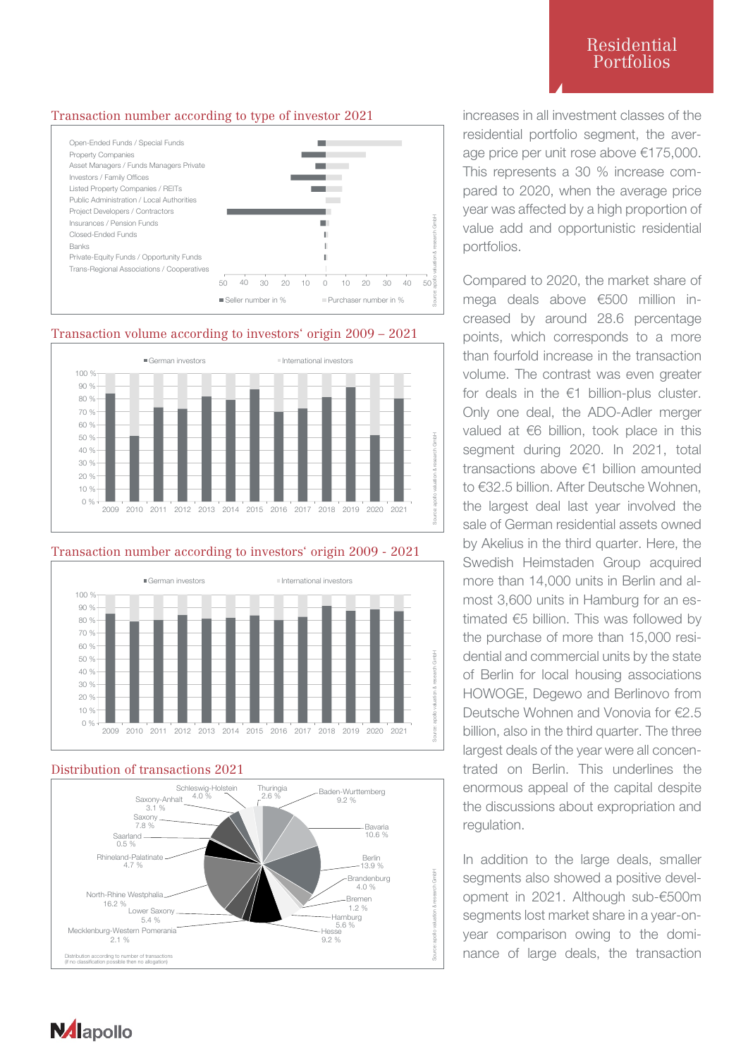## Transaction number according to type of investor 2021

Open-Ended Funds / Special Funds
Property Companies
Asset Managers / Funds Managers Private
Investors / Family Offices
Listed Property Companies / REITs
Public Administration / Local Authorities
Project Developers / Contractors
Insurances / Pension Funds
Closed-Ended Funds
Banks
Private-Equity Funds / Opportunity Funds
Trans-Regional Associations / Cooperatives

50 40 30 20 10 0 10 20 30 40 50

Seller number in % | Purchaser number in %

Source: apollo valuation & research GmbH

## Transaction volume according to investors' origin 2009 – 2021

German investors | International investors

100 % 90 % 80 % 70 % 60 % 50 % 40 % 30 % 20 % 10 % 0 %

2009 2010 2011 2012 2013 2014 2015 2016 2017 2018 2019 2020 2021

Source: apollo valuation & research GmbH

## Transaction number according to investors' origin 2009 - 2021

German investors | International investors

100 % 90 % 80 % 70 % 60 % 50 % 40 % 30 % 20 % 10 % 0 %

2009 2010 2011 2012 2013 2014 2015 2016 2017 2018 2019 2020 2021

Source: apollo valuation & research GmbH

## Distribution of transactions 2021

| Region | Share |
|---|---|
| Schleswig-Holstein | 4.0 % |
| Thuringia | 2.6 % |
| Baden-Wurttemberg | 9.2 % |
| Saxony-Anhalt | 3.1 % |
| Saxony | 7.8 % |
| Bavaria | 10.6 % |
| Saarland | 0.5 % |
| Rhineland-Palatinate | 4.7 % |
| Berlin | 13.9 % |
| Brandenburg | 4.0 % |
| North-Rhine Westphalia | 16.2 % |
| Bremen | 1.2 % |
| Lower Saxony | 5.4 % |
| Hamburg | 5.6 % |
| Mecklenburg-Western Pomerania | 2.1 % |
| Hesse | 9.2 % |

Distribution according to number of transactions
(if no classification possible then no allocation)

Source: apollo valuation & research GmbH

increases in all investment classes of the residential portfolio segment, the average price per unit rose above €175,000. This represents a 30 % increase compared to 2020, when the average price year was affected by a high proportion of value add and opportunistic residential portfolios.

Compared to 2020, the market share of mega deals above €500 million increased by around 28.6 percentage points, which corresponds to a more than fourfold increase in the transaction volume. The contrast was even greater for deals in the €1 billion-plus cluster. Only one deal, the ADO-Adler merger valued at €6 billion, took place in this segment during 2020. In 2021, total transactions above €1 billion amounted to €32.5 billion. After Deutsche Wohnen, the largest deal last year involved the sale of German residential assets owned by Akelius in the third quarter. Here, the Swedish Heimstaden Group acquired more than 14,000 units in Berlin and almost 3,600 units in Hamburg for an estimated €5 billion. This was followed by the purchase of more than 15,000 residential and commercial units by the state of Berlin for local housing associations HOWOGE, Degewo and Berlinovo from Deutsche Wohnen and Vonovia for €2.5 billion, also in the third quarter. The three largest deals of the year were all concentrated on Berlin. This underlines the enormous appeal of the capital despite the discussions about expropriation and regulation.

In addition to the large deals, smaller segments also showed a positive development in 2021. Although sub-€500m segments lost market share in a year-on-year comparison owing to the dominance of large deals, the transaction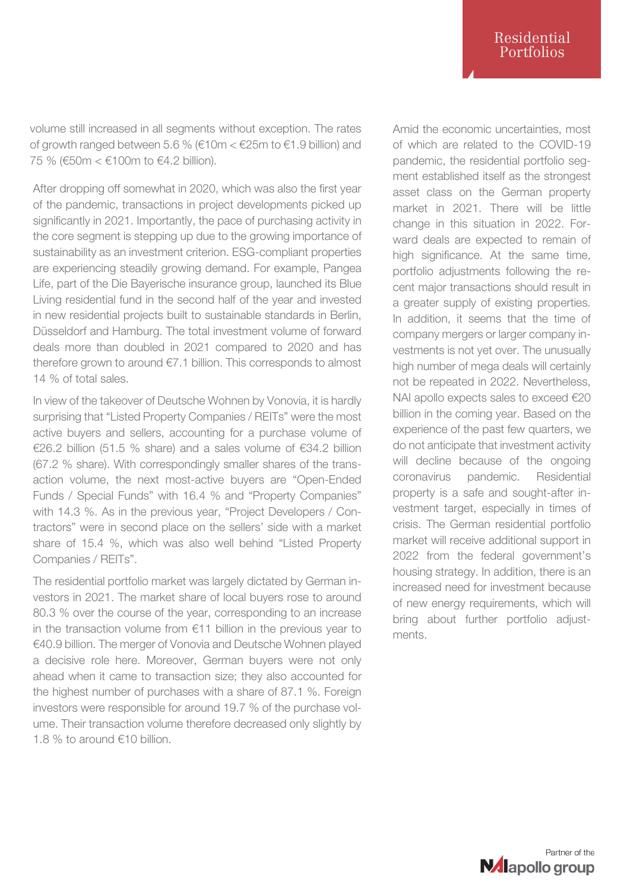volume still increased in all segments without exception. The rates of growth ranged between 5.6 % (€10m < €25m to €1.9 billion) and 75 % (€50m < €100m to €4.2 billion).

After dropping off somewhat in 2020, which was also the first year of the pandemic, transactions in project developments picked up significantly in 2021. Importantly, the pace of purchasing activity in the core segment is stepping up due to the growing importance of sustainability as an investment criterion. ESG-compliant properties are experiencing steadily growing demand. For example, Pangea Life, part of the Die Bayerische insurance group, launched its Blue Living residential fund in the second half of the year and invested in new residential projects built to sustainable standards in Berlin, Düsseldorf and Hamburg. The total investment volume of forward deals more than doubled in 2021 compared to 2020 and has therefore grown to around €7.1 billion. This corresponds to almost 14 % of total sales.

In view of the takeover of Deutsche Wohnen by Vonovia, it is hardly surprising that "Listed Property Companies / REITs" were the most active buyers and sellers, accounting for a purchase volume of €26.2 billion (51.5 % share) and a sales volume of €34.2 billion (67.2 % share). With correspondingly smaller shares of the transaction volume, the next most-active buyers are "Open-Ended Funds / Special Funds" with 16.4 % and "Property Companies" with 14.3 %. As in the previous year, "Project Developers / Contractors" were in second place on the sellers' side with a market share of 15.4 %, which was also well behind "Listed Property Companies / REITs".

The residential portfolio market was largely dictated by German investors in 2021. The market share of local buyers rose to around 80.3 % over the course of the year, corresponding to an increase in the transaction volume from €11 billion in the previous year to €40.9 billion. The merger of Vonovia and Deutsche Wohnen played a decisive role here. Moreover, German buyers were not only ahead when it came to transaction size; they also accounted for the highest number of purchases with a share of 87.1 %. Foreign investors were responsible for around 19.7 % of the purchase volume. Their transaction volume therefore decreased only slightly by 1.8 % to around €10 billion.

Amid the economic uncertainties, most of which are related to the COVID-19 pandemic, the residential portfolio segment established itself as the strongest asset class on the German property market in 2021. There will be little change in this situation in 2022. Forward deals are expected to remain of high significance. At the same time, portfolio adjustments following the recent major transactions should result in a greater supply of existing properties. In addition, it seems that the time of company mergers or larger company investments is not yet over. The unusually high number of mega deals will certainly not be repeated in 2022. Nevertheless, NAI apollo expects sales to exceed €20 billion in the coming year. Based on the experience of the past few quarters, we do not anticipate that investment activity will decline because of the ongoing coronavirus pandemic. Residential property is a safe and sought-after investment target, especially in times of crisis. The German residential portfolio market will receive additional support in 2022 from the federal government's housing strategy. In addition, there is an increased need for investment because of new energy requirements, which will bring about further portfolio adjustments.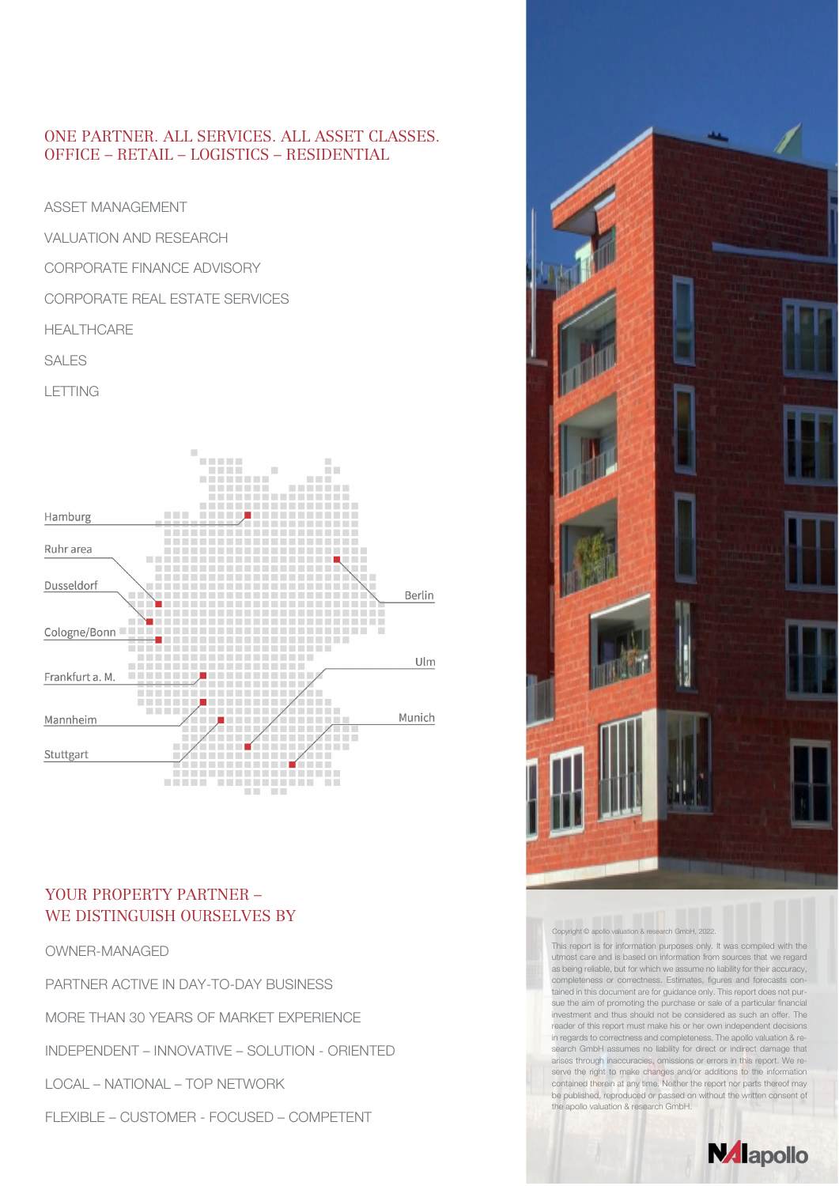## ONE PARTNER. ALL SERVICES. ALL ASSET CLASSES.
## OFFICE – RETAIL – LOGISTICS – RESIDENTIAL

ASSET MANAGEMENT

VALUATION AND RESEARCH

CORPORATE FINANCE ADVISORY

CORPORATE REAL ESTATE SERVICES

HEALTHCARE

SALES

LETTING

Hamburg

Ruhr area

Dusseldorf

Cologne/Bonn

Frankfurt a. M.

Mannheim

Stuttgart

Berlin

Ulm

Munich

## YOUR PROPERTY PARTNER –
## WE DISTINGUISH OURSELVES BY

OWNER-MANAGED

PARTNER ACTIVE IN DAY-TO-DAY BUSINESS

MORE THAN 30 YEARS OF MARKET EXPERIENCE

INDEPENDENT – INNOVATIVE – SOLUTION - ORIENTED

LOCAL – NATIONAL – TOP NETWORK

FLEXIBLE – CUSTOMER - FOCUSED – COMPETENT

Copyright © apollo valuation & research GmbH, 2022.

This report is for information purposes only. It was compiled with the utmost care and is based on information from sources that we regard as being reliable, but for which we assume no liability for their accuracy, completeness or correctness. Estimates, figures and forecasts contained in this document are for guidance only. This report does not pursue the aim of promoting the purchase or sale of a particular financial investment and thus should not be considered as such an offer. The reader of this report must make his or her own independent decisions in regards to correctness and completeness. The apollo valuation & research GmbH assumes no liability for direct or indirect damage that arises through inaccuracies, omissions or errors in this report. We reserve the right to make changes and/or additions to the information contained therein at any time. Neither the report nor parts thereof may be published, reproduced or passed on without the written consent of the apollo valuation & research GmbH.

NAI apollo